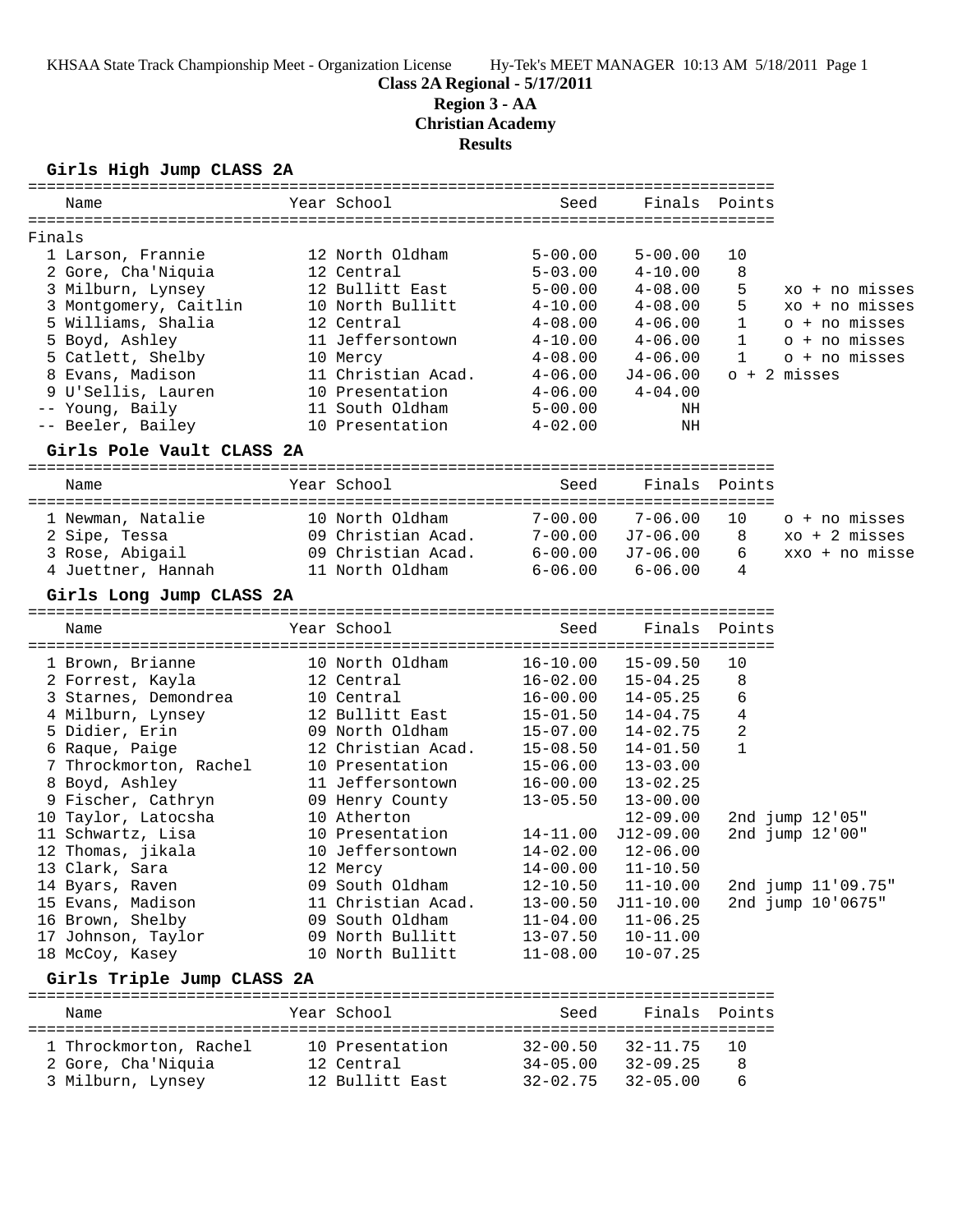KHSAA State Track Championship Meet - Organization License Hy-Tek's MEET MANAGER 10:13 AM 5/18/2011 Page 1

# Class 2A Regional - 5/17/2011
## Region 3 - AA
## Christian Academy
## Results

### Girls High Jump CLASS 2A

Finals

| | Name | Year | School | Seed | Finals | Points | |
|---|---|---|---|---|---|---|---|
| 1 | Larson, Frannie | 12 | North Oldham | 5-00.00 | 5-00.00 | 10 | |
| 2 | Gore, Cha'Niquia | 12 | Central | 5-03.00 | 4-10.00 | 8 | |
| 3 | Milburn, Lynsey | 12 | Bullitt East | 5-00.00 | 4-08.00 | 5 | xo + no misses |
| 3 | Montgomery, Caitlin | 10 | North Bullitt | 4-10.00 | 4-08.00 | 5 | xo + no misses |
| 5 | Williams, Shalia | 12 | Central | 4-08.00 | 4-06.00 | 1 | o + no misses |
| 5 | Boyd, Ashley | 11 | Jeffersontown | 4-10.00 | 4-06.00 | 1 | o + no misses |
| 5 | Catlett, Shelby | 10 | Mercy | 4-08.00 | 4-06.00 | 1 | o + no misses |
| 8 | Evans, Madison | 11 | Christian Acad. | 4-06.00 | J4-06.00 | | o + 2 misses |
| 9 | U'Sellis, Lauren | 10 | Presentation | 4-06.00 | 4-04.00 | | |
| -- | Young, Baily | 11 | South Oldham | 5-00.00 | NH | | |
| -- | Beeler, Bailey | 10 | Presentation | 4-02.00 | NH | | |

### Girls Pole Vault CLASS 2A

| | Name | Year | School | Seed | Finals | Points | |
|---|---|---|---|---|---|---|---|
| 1 | Newman, Natalie | 10 | North Oldham | 7-00.00 | 7-06.00 | 10 | o + no misses |
| 2 | Sipe, Tessa | 09 | Christian Acad. | 7-00.00 | J7-06.00 | 8 | xo + 2 misses |
| 3 | Rose, Abigail | 09 | Christian Acad. | 6-00.00 | J7-06.00 | 6 | xxo + no misse |
| 4 | Juettner, Hannah | 11 | North Oldham | 6-06.00 | 6-06.00 | 4 | |

### Girls Long Jump CLASS 2A

| | Name | Year | School | Seed | Finals | Points | |
|---|---|---|---|---|---|---|---|
| 1 | Brown, Brianne | 10 | North Oldham | 16-10.00 | 15-09.50 | 10 | |
| 2 | Forrest, Kayla | 12 | Central | 16-02.00 | 15-04.25 | 8 | |
| 3 | Starnes, Demondrea | 10 | Central | 16-00.00 | 14-05.25 | 6 | |
| 4 | Milburn, Lynsey | 12 | Bullitt East | 15-01.50 | 14-04.75 | 4 | |
| 5 | Didier, Erin | 09 | North Oldham | 15-07.00 | 14-02.75 | 2 | |
| 6 | Raque, Paige | 12 | Christian Acad. | 15-08.50 | 14-01.50 | 1 | |
| 7 | Throckmorton, Rachel | 10 | Presentation | 15-06.00 | 13-03.00 | | |
| 8 | Boyd, Ashley | 11 | Jeffersontown | 16-00.00 | 13-02.25 | | |
| 9 | Fischer, Cathryn | 09 | Henry County | 13-05.50 | 13-00.00 | | |
| 10 | Taylor, Latocsha | 10 | Atherton | | 12-09.00 | | 2nd jump 12'05" |
| 11 | Schwartz, Lisa | 10 | Presentation | 14-11.00 | J12-09.00 | | 2nd jump 12'00" |
| 12 | Thomas, jikala | 10 | Jeffersontown | 14-02.00 | 12-06.00 | | |
| 13 | Clark, Sara | 12 | Mercy | 14-00.00 | 11-10.50 | | |
| 14 | Byars, Raven | 09 | South Oldham | 12-10.50 | 11-10.00 | | 2nd jump 11'09.75" |
| 15 | Evans, Madison | 11 | Christian Acad. | 13-00.50 | J11-10.00 | | 2nd jump 10'0675" |
| 16 | Brown, Shelby | 09 | South Oldham | 11-04.00 | 11-06.25 | | |
| 17 | Johnson, Taylor | 09 | North Bullitt | 13-07.50 | 10-11.00 | | |
| 18 | McCoy, Kasey | 10 | North Bullitt | 11-08.00 | 10-07.25 | | |

### Girls Triple Jump CLASS 2A

| | Name | Year | School | Seed | Finals | Points |
|---|---|---|---|---|---|---|
| 1 | Throckmorton, Rachel | 10 | Presentation | 32-00.50 | 32-11.75 | 10 |
| 2 | Gore, Cha'Niquia | 12 | Central | 34-05.00 | 32-09.25 | 8 |
| 3 | Milburn, Lynsey | 12 | Bullitt East | 32-02.75 | 32-05.00 | 6 |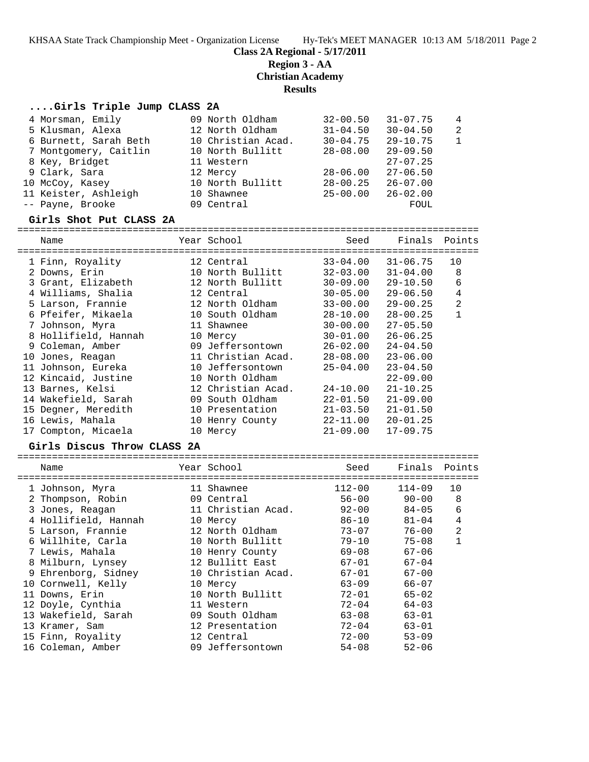# Class 2A Regional - 5/17/2011

## Region 3 - AA

## Christian Academy

## Results

### ....Girls Triple Jump CLASS 2A

| Place | Name | Year | School | Seed | Finals | Points |
|---|---|---|---|---|---|---|
| 4 | Morsman, Emily | 09 | North Oldham | 32-00.50 | 31-07.75 | 4 |
| 5 | Klusman, Alexa | 12 | North Oldham | 31-04.50 | 30-04.50 | 2 |
| 6 | Burnett, Sarah Beth | 10 | Christian Acad. | 30-04.75 | 29-10.75 | 1 |
| 7 | Montgomery, Caitlin | 10 | North Bullitt | 28-08.00 | 29-09.50 | |
| 8 | Key, Bridget | 11 | Western | | 27-07.25 | |
| 9 | Clark, Sara | 12 | Mercy | 28-06.00 | 27-06.50 | |
| 10 | McCoy, Kasey | 10 | North Bullitt | 28-00.25 | 26-07.00 | |
| 11 | Keister, Ashleigh | 10 | Shawnee | 25-00.00 | 26-02.00 | |
| -- | Payne, Brooke | 09 | Central | | FOUL | |

### Girls Shot Put CLASS 2A

| Place | Name | Year | School | Seed | Finals | Points |
|---|---|---|---|---|---|---|
| 1 | Finn, Royality | 12 | Central | 33-04.00 | 31-06.75 | 10 |
| 2 | Downs, Erin | 10 | North Bullitt | 32-03.00 | 31-04.00 | 8 |
| 3 | Grant, Elizabeth | 12 | North Bullitt | 30-09.00 | 29-10.50 | 6 |
| 4 | Williams, Shalia | 12 | Central | 30-05.00 | 29-06.50 | 4 |
| 5 | Larson, Frannie | 12 | North Oldham | 33-00.00 | 29-00.25 | 2 |
| 6 | Pfeifer, Mikaela | 10 | South Oldham | 28-10.00 | 28-00.25 | 1 |
| 7 | Johnson, Myra | 11 | Shawnee | 30-00.00 | 27-05.50 | |
| 8 | Hollifield, Hannah | 10 | Mercy | 30-01.00 | 26-06.25 | |
| 9 | Coleman, Amber | 09 | Jeffersontown | 26-02.00 | 24-04.50 | |
| 10 | Jones, Reagan | 11 | Christian Acad. | 28-08.00 | 23-06.00 | |
| 11 | Johnson, Eureka | 10 | Jeffersontown | 25-04.00 | 23-04.50 | |
| 12 | Kincaid, Justine | 10 | North Oldham | | 22-09.00 | |
| 13 | Barnes, Kelsi | 12 | Christian Acad. | 24-10.00 | 21-10.25 | |
| 14 | Wakefield, Sarah | 09 | South Oldham | 22-01.50 | 21-09.00 | |
| 15 | Degner, Meredith | 10 | Presentation | 21-03.50 | 21-01.50 | |
| 16 | Lewis, Mahala | 10 | Henry County | 22-11.00 | 20-01.25 | |
| 17 | Compton, Micaela | 10 | Mercy | 21-09.00 | 17-09.75 | |

### Girls Discus Throw CLASS 2A

| Place | Name | Year | School | Seed | Finals | Points |
|---|---|---|---|---|---|---|
| 1 | Johnson, Myra | 11 | Shawnee | 112-00 | 114-09 | 10 |
| 2 | Thompson, Robin | 09 | Central | 56-00 | 90-00 | 8 |
| 3 | Jones, Reagan | 11 | Christian Acad. | 92-00 | 84-05 | 6 |
| 4 | Hollifield, Hannah | 10 | Mercy | 86-10 | 81-04 | 4 |
| 5 | Larson, Frannie | 12 | North Oldham | 73-07 | 76-00 | 2 |
| 6 | Willhite, Carla | 10 | North Bullitt | 79-10 | 75-08 | 1 |
| 7 | Lewis, Mahala | 10 | Henry County | 69-08 | 67-06 | |
| 8 | Milburn, Lynsey | 12 | Bullitt East | 67-01 | 67-04 | |
| 9 | Ehrenborg, Sidney | 10 | Christian Acad. | 67-01 | 67-00 | |
| 10 | Cornwell, Kelly | 10 | Mercy | 63-09 | 66-07 | |
| 11 | Downs, Erin | 10 | North Bullitt | 72-01 | 65-02 | |
| 12 | Doyle, Cynthia | 11 | Western | 72-04 | 64-03 | |
| 13 | Wakefield, Sarah | 09 | South Oldham | 63-08 | 63-01 | |
| 13 | Kramer, Sam | 12 | Presentation | 72-04 | 63-01 | |
| 15 | Finn, Royality | 12 | Central | 72-00 | 53-09 | |
| 16 | Coleman, Amber | 09 | Jeffersontown | 54-08 | 52-06 | |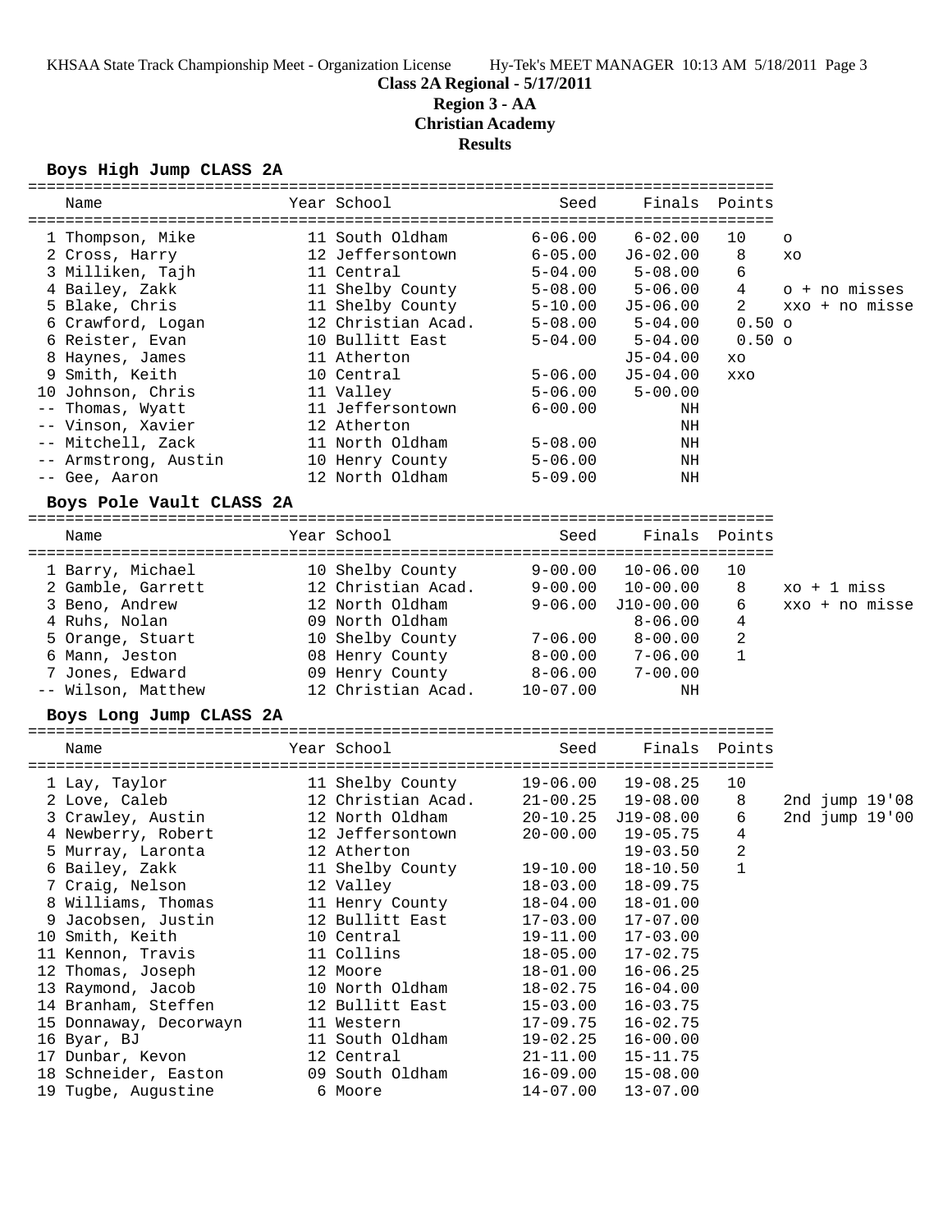KHSAA State Track Championship Meet - Organization License Hy-Tek's MEET MANAGER 10:13 AM 5/18/2011

# Class 2A Regional - 5/17/2011
## Region 3 - AA
## Christian Academy
## Results

### Boys High Jump CLASS 2A

| | Name | Year | School | Seed | Finals | Points | |
|---|---|---|---|---|---|---|---|
| 1 | Thompson, Mike | 11 | South Oldham | 6-06.00 | 6-02.00 | 10 | o |
| 2 | Cross, Harry | 12 | Jeffersontown | 6-05.00 | J6-02.00 | 8 | xo |
| 3 | Milliken, Tajh | 11 | Central | 5-04.00 | 5-08.00 | 6 | |
| 4 | Bailey, Zakk | 11 | Shelby County | 5-08.00 | 5-06.00 | 4 | o + no misses |
| 5 | Blake, Chris | 11 | Shelby County | 5-10.00 | J5-06.00 | 2 | xxo + no misse |
| 6 | Crawford, Logan | 12 | Christian Acad. | 5-08.00 | 5-04.00 | 0.50 | o |
| 6 | Reister, Evan | 10 | Bullitt East | 5-04.00 | 5-04.00 | 0.50 | o |
| 8 | Haynes, James | 11 | Atherton | | J5-04.00 | | xo |
| 9 | Smith, Keith | 10 | Central | 5-06.00 | J5-04.00 | | xxo |
| 10 | Johnson, Chris | 11 | Valley | 5-06.00 | 5-00.00 | | |
| -- | Thomas, Wyatt | 11 | Jeffersontown | 6-00.00 | NH | | |
| -- | Vinson, Xavier | 12 | Atherton | | NH | | |
| -- | Mitchell, Zack | 11 | North Oldham | 5-08.00 | NH | | |
| -- | Armstrong, Austin | 10 | Henry County | 5-06.00 | NH | | |
| -- | Gee, Aaron | 12 | North Oldham | 5-09.00 | NH | | |

### Boys Pole Vault CLASS 2A

| | Name | Year | School | Seed | Finals | Points | |
|---|---|---|---|---|---|---|---|
| 1 | Barry, Michael | 10 | Shelby County | 9-00.00 | 10-06.00 | 10 | |
| 2 | Gamble, Garrett | 12 | Christian Acad. | 9-00.00 | 10-00.00 | 8 | xo + 1 miss |
| 3 | Beno, Andrew | 12 | North Oldham | 9-06.00 | J10-00.00 | 6 | xxo + no misse |
| 4 | Ruhs, Nolan | 09 | North Oldham | | 8-06.00 | 4 | |
| 5 | Orange, Stuart | 10 | Shelby County | 7-06.00 | 8-00.00 | 2 | |
| 6 | Mann, Jeston | 08 | Henry County | 8-00.00 | 7-06.00 | 1 | |
| 7 | Jones, Edward | 09 | Henry County | 8-06.00 | 7-00.00 | | |
| -- | Wilson, Matthew | 12 | Christian Acad. | 10-07.00 | NH | | |

### Boys Long Jump CLASS 2A

| | Name | Year | School | Seed | Finals | Points | |
|---|---|---|---|---|---|---|---|
| 1 | Lay, Taylor | 11 | Shelby County | 19-06.00 | 19-08.25 | 10 | |
| 2 | Love, Caleb | 12 | Christian Acad. | 21-00.25 | 19-08.00 | 8 | 2nd jump 19'08 |
| 3 | Crawley, Austin | 12 | North Oldham | 20-10.25 | J19-08.00 | 6 | 2nd jump 19'00 |
| 4 | Newberry, Robert | 12 | Jeffersontown | 20-00.00 | 19-05.75 | 4 | |
| 5 | Murray, Laronta | 12 | Atherton | | 19-03.50 | 2 | |
| 6 | Bailey, Zakk | 11 | Shelby County | 19-10.00 | 18-10.50 | 1 | |
| 7 | Craig, Nelson | 12 | Valley | 18-03.00 | 18-09.75 | | |
| 8 | Williams, Thomas | 11 | Henry County | 18-04.00 | 18-01.00 | | |
| 9 | Jacobsen, Justin | 12 | Bullitt East | 17-03.00 | 17-07.00 | | |
| 10 | Smith, Keith | 10 | Central | 19-11.00 | 17-03.00 | | |
| 11 | Kennon, Travis | 11 | Collins | 18-05.00 | 17-02.75 | | |
| 12 | Thomas, Joseph | 12 | Moore | 18-01.00 | 16-06.25 | | |
| 13 | Raymond, Jacob | 10 | North Oldham | 18-02.75 | 16-04.00 | | |
| 14 | Branham, Steffen | 12 | Bullitt East | 15-03.00 | 16-03.75 | | |
| 15 | Donnaway, Decorwayn | 11 | Western | 17-09.75 | 16-02.75 | | |
| 16 | Byar, BJ | 11 | South Oldham | 19-02.25 | 16-00.00 | | |
| 17 | Dunbar, Kevon | 12 | Central | 21-11.00 | 15-11.75 | | |
| 18 | Schneider, Easton | 09 | South Oldham | 16-09.00 | 15-08.00 | | |
| 19 | Tugbe, Augustine | 6 | Moore | 14-07.00 | 13-07.00 | | |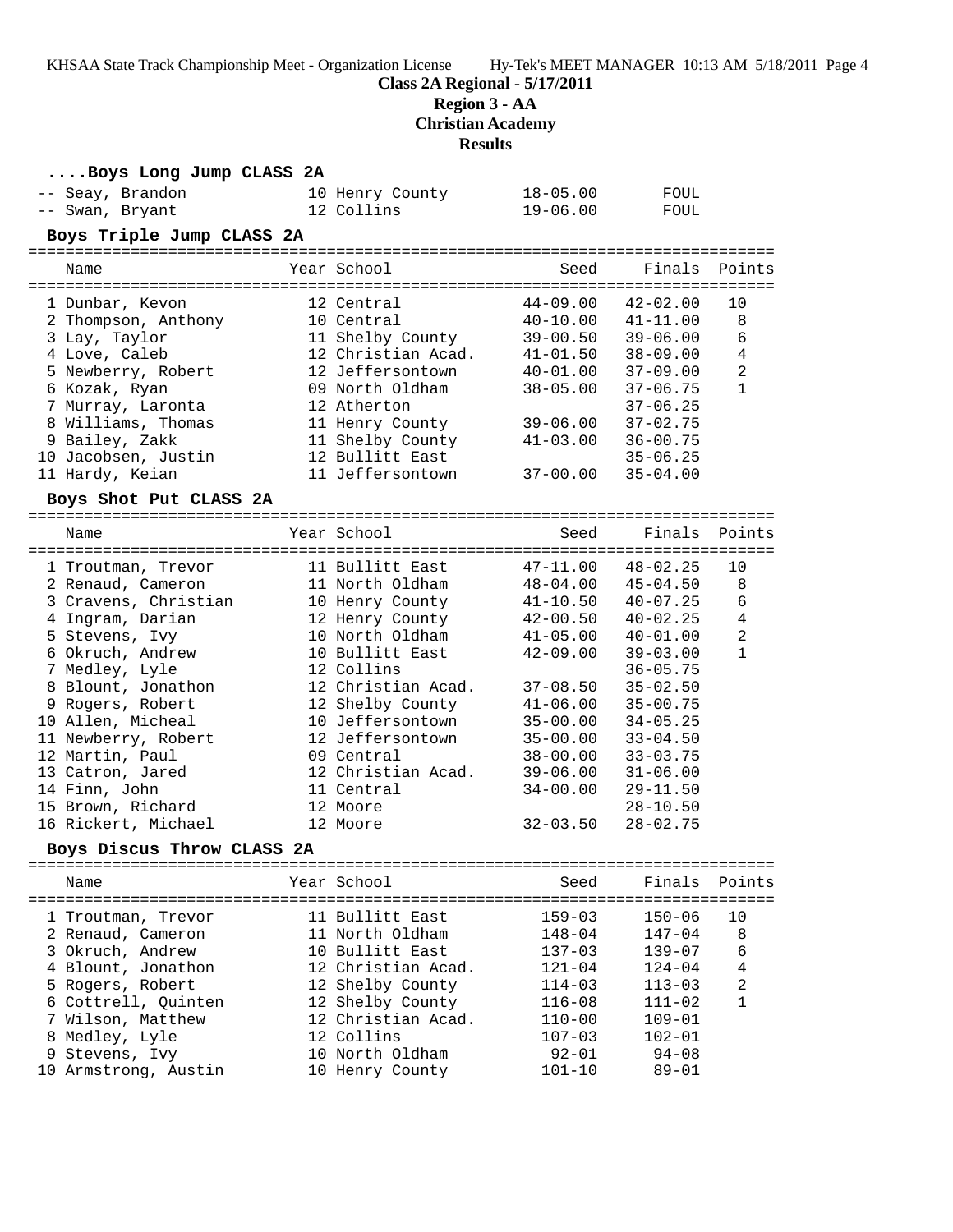**Class 2A Regional - 5/17/2011**

**Region 3 - AA**

**Christian Academy**

**Results**

### ....Boys Long Jump CLASS 2A

| | Name | Year | School | Seed | Finals |
|---|---|---|---|---|---|
| -- | Seay, Brandon | 10 | Henry County | 18-05.00 | FOUL |
| -- | Swan, Bryant | 12 | Collins | 19-06.00 | FOUL |

### Boys Triple Jump CLASS 2A

| | Name | Year | School | Seed | Finals | Points |
|---|---|---|---|---|---|---|
| 1 | Dunbar, Kevon | 12 | Central | 44-09.00 | 42-02.00 | 10 |
| 2 | Thompson, Anthony | 10 | Central | 40-10.00 | 41-11.00 | 8 |
| 3 | Lay, Taylor | 11 | Shelby County | 39-00.50 | 39-06.00 | 6 |
| 4 | Love, Caleb | 12 | Christian Acad. | 41-01.50 | 38-09.00 | 4 |
| 5 | Newberry, Robert | 12 | Jeffersontown | 40-01.00 | 37-09.00 | 2 |
| 6 | Kozak, Ryan | 09 | North Oldham | 38-05.00 | 37-06.75 | 1 |
| 7 | Murray, Laronta | 12 | Atherton | | 37-06.25 | |
| 8 | Williams, Thomas | 11 | Henry County | 39-06.00 | 37-02.75 | |
| 9 | Bailey, Zakk | 11 | Shelby County | 41-03.00 | 36-00.75 | |
| 10 | Jacobsen, Justin | 12 | Bullitt East | | 35-06.25 | |
| 11 | Hardy, Keian | 11 | Jeffersontown | 37-00.00 | 35-04.00 | |

### Boys Shot Put CLASS 2A

| | Name | Year | School | Seed | Finals | Points |
|---|---|---|---|---|---|---|
| 1 | Troutman, Trevor | 11 | Bullitt East | 47-11.00 | 48-02.25 | 10 |
| 2 | Renaud, Cameron | 11 | North Oldham | 48-04.00 | 45-04.50 | 8 |
| 3 | Cravens, Christian | 10 | Henry County | 41-10.50 | 40-07.25 | 6 |
| 4 | Ingram, Darian | 12 | Henry County | 42-00.50 | 40-02.25 | 4 |
| 5 | Stevens, Ivy | 10 | North Oldham | 41-05.00 | 40-01.00 | 2 |
| 6 | Okruch, Andrew | 10 | Bullitt East | 42-09.00 | 39-03.00 | 1 |
| 7 | Medley, Lyle | 12 | Collins | | 36-05.75 | |
| 8 | Blount, Jonathon | 12 | Christian Acad. | 37-08.50 | 35-02.50 | |
| 9 | Rogers, Robert | 12 | Shelby County | 41-06.00 | 35-00.75 | |
| 10 | Allen, Micheal | 10 | Jeffersontown | 35-00.00 | 34-05.25 | |
| 11 | Newberry, Robert | 12 | Jeffersontown | 35-00.00 | 33-04.50 | |
| 12 | Martin, Paul | 09 | Central | 38-00.00 | 33-03.75 | |
| 13 | Catron, Jared | 12 | Christian Acad. | 39-06.00 | 31-06.00 | |
| 14 | Finn, John | 11 | Central | 34-00.00 | 29-11.50 | |
| 15 | Brown, Richard | 12 | Moore | | 28-10.50 | |
| 16 | Rickert, Michael | 12 | Moore | 32-03.50 | 28-02.75 | |

### Boys Discus Throw CLASS 2A

| | Name | Year | School | Seed | Finals | Points |
|---|---|---|---|---|---|---|
| 1 | Troutman, Trevor | 11 | Bullitt East | 159-03 | 150-06 | 10 |
| 2 | Renaud, Cameron | 11 | North Oldham | 148-04 | 147-04 | 8 |
| 3 | Okruch, Andrew | 10 | Bullitt East | 137-03 | 139-07 | 6 |
| 4 | Blount, Jonathon | 12 | Christian Acad. | 121-04 | 124-04 | 4 |
| 5 | Rogers, Robert | 12 | Shelby County | 114-03 | 113-03 | 2 |
| 6 | Cottrell, Quinten | 12 | Shelby County | 116-08 | 111-02 | 1 |
| 7 | Wilson, Matthew | 12 | Christian Acad. | 110-00 | 109-01 | |
| 8 | Medley, Lyle | 12 | Collins | 107-03 | 102-01 | |
| 9 | Stevens, Ivy | 10 | North Oldham | 92-01 | 94-08 | |
| 10 | Armstrong, Austin | 10 | Henry County | 101-10 | 89-01 | |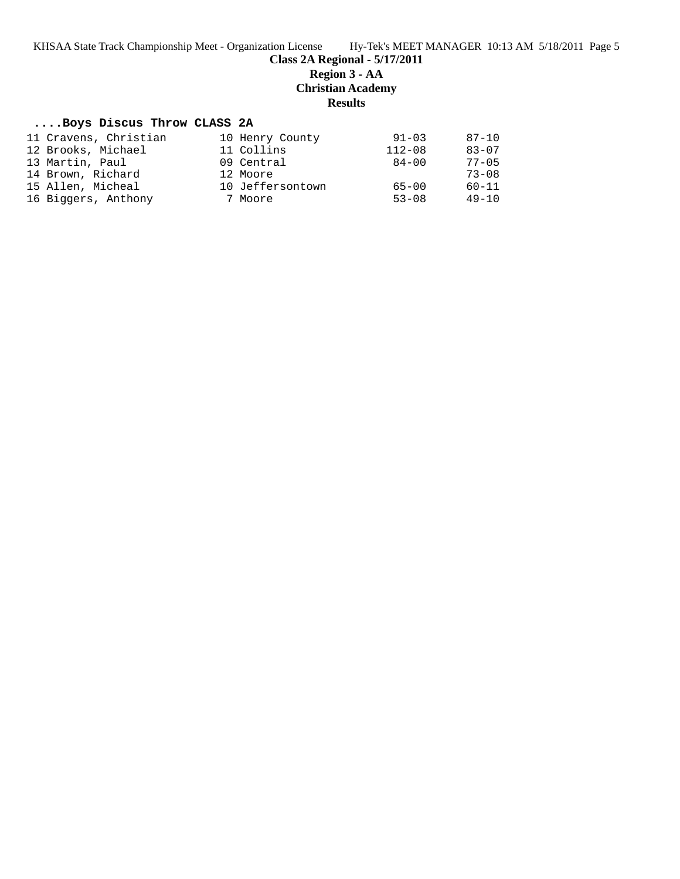**Class 2A Regional - 5/17/2011**

**Region 3 - AA**

**Christian Academy**

**Results**

**....Boys Discus Throw CLASS 2A**

| | | | | | | |
|---|---|---|---|---|---|---|
| 11 | Cravens, Christian | 10 | Henry County | 91-03 | 87-10 |
| 12 | Brooks, Michael | 11 | Collins | 112-08 | 83-07 |
| 13 | Martin, Paul | 09 | Central | 84-00 | 77-05 |
| 14 | Brown, Richard | 12 | Moore | | 73-08 |
| 15 | Allen, Micheal | 10 | Jeffersontown | 65-00 | 60-11 |
| 16 | Biggers, Anthony | 7 | Moore | 53-08 | 49-10 |